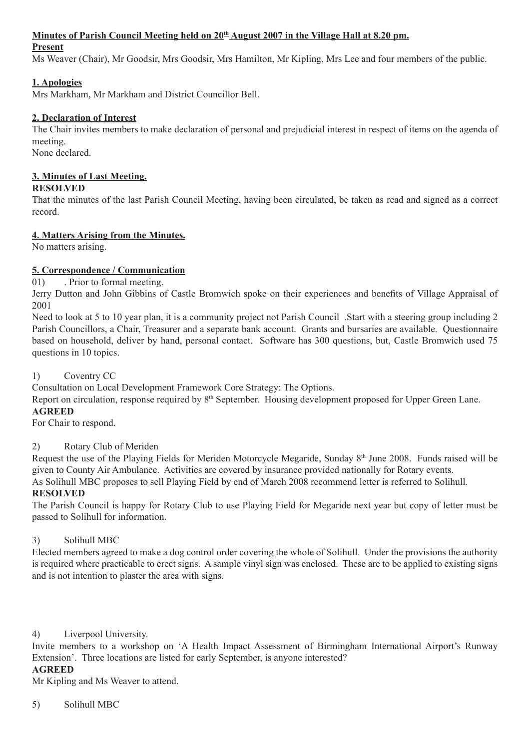**<u>Minutes of Parish Council Meeting held on 20th August 2007 in the Village Hall at 8.20 pm.</u>**

**<u>Present</u>**

Ms Weaver (Chair), Mr Goodsir, Mrs Goodsir, Mrs Hamilton, Mr Kipling, Mrs Lee and four members of the public.

**<u>1. Apologies</u>**

Mrs Markham, Mr Markham and District Councillor Bell.

**<u>2. Declaration of Interest</u>**

The Chair invites members to make declaration of personal and prejudicial interest in respect of items on the agenda of meeting.

None declared.

**<u>3. Minutes of Last Meeting.</u>**

**RESOLVED**

That the minutes of the last Parish Council Meeting, having been circulated, be taken as read and signed as a correct record.

**<u>4. Matters Arising from the Minutes.</u>**

No matters arising.

**<u>5. Correspondence / Communication</u>**

01) . Prior to formal meeting.

Jerry Dutton and John Gibbins of Castle Bromwich spoke on their experiences and benefits of Village Appraisal of 2001

Need to look at 5 to 10 year plan, it is a community project not Parish Council .Start with a steering group including 2 Parish Councillors, a Chair, Treasurer and a separate bank account. Grants and bursaries are available. Questionnaire based on household, deliver by hand, personal contact. Software has 300 questions, but, Castle Bromwich used 75 questions in 10 topics.

1) Coventry CC

Consultation on Local Development Framework Core Strategy: The Options.

Report on circulation, response required by 8th September. Housing development proposed for Upper Green Lane.

**AGREED**

For Chair to respond.

2) Rotary Club of Meriden

Request the use of the Playing Fields for Meriden Motorcycle Megaride, Sunday 8th June 2008. Funds raised will be given to County Air Ambulance. Activities are covered by insurance provided nationally for Rotary events.

As Solihull MBC proposes to sell Playing Field by end of March 2008 recommend letter is referred to Solihull.

**RESOLVED**

The Parish Council is happy for Rotary Club to use Playing Field for Megaride next year but copy of letter must be passed to Solihull for information.

3) Solihull MBC

Elected members agreed to make a dog control order covering the whole of Solihull. Under the provisions the authority is required where practicable to erect signs. A sample vinyl sign was enclosed. These are to be applied to existing signs and is not intention to plaster the area with signs.

4) Liverpool University.

Invite members to a workshop on 'A Health Impact Assessment of Birmingham International Airport's Runway Extension'. Three locations are listed for early September, is anyone interested?

**AGREED**

Mr Kipling and Ms Weaver to attend.

5) Solihull MBC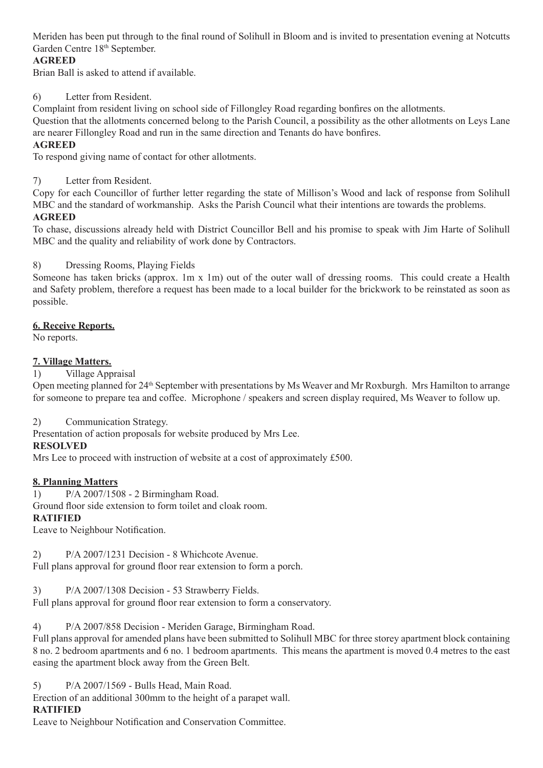Meriden has been put through to the final round of Solihull in Bloom and is invited to presentation evening at Notcutts Garden Centre 18th September.

**AGREED**

Brian Ball is asked to attend if available.

6) Letter from Resident.

Complaint from resident living on school side of Fillongley Road regarding bonfires on the allotments.

Question that the allotments concerned belong to the Parish Council, a possibility as the other allotments on Leys Lane are nearer Fillongley Road and run in the same direction and Tenants do have bonfires.

**AGREED**

To respond giving name of contact for other allotments.

7) Letter from Resident.

Copy for each Councillor of further letter regarding the state of Millison's Wood and lack of response from Solihull MBC and the standard of workmanship. Asks the Parish Council what their intentions are towards the problems.

**AGREED**

To chase, discussions already held with District Councillor Bell and his promise to speak with Jim Harte of Solihull MBC and the quality and reliability of work done by Contractors.

8) Dressing Rooms, Playing Fields

Someone has taken bricks (approx. 1m x 1m) out of the outer wall of dressing rooms. This could create a Health and Safety problem, therefore a request has been made to a local builder for the brickwork to be reinstated as soon as possible.

## 6. Receive Reports.

No reports.

## 7. Village Matters.

1) Village Appraisal

Open meeting planned for 24th September with presentations by Ms Weaver and Mr Roxburgh. Mrs Hamilton to arrange for someone to prepare tea and coffee. Microphone / speakers and screen display required, Ms Weaver to follow up.

2) Communication Strategy.

Presentation of action proposals for website produced by Mrs Lee.

**RESOLVED**

Mrs Lee to proceed with instruction of website at a cost of approximately £500.

## 8. Planning Matters

1) P/A 2007/1508 - 2 Birmingham Road.

Ground floor side extension to form toilet and cloak room.

**RATIFIED**

Leave to Neighbour Notification.

2) P/A 2007/1231 Decision - 8 Whichcote Avenue.

Full plans approval for ground floor rear extension to form a porch.

3) P/A 2007/1308 Decision - 53 Strawberry Fields.

Full plans approval for ground floor rear extension to form a conservatory.

4) P/A 2007/858 Decision - Meriden Garage, Birmingham Road.

Full plans approval for amended plans have been submitted to Solihull MBC for three storey apartment block containing 8 no. 2 bedroom apartments and 6 no. 1 bedroom apartments. This means the apartment is moved 0.4 metres to the east easing the apartment block away from the Green Belt.

5) P/A 2007/1569 - Bulls Head, Main Road.

Erection of an additional 300mm to the height of a parapet wall.

**RATIFIED**

Leave to Neighbour Notification and Conservation Committee.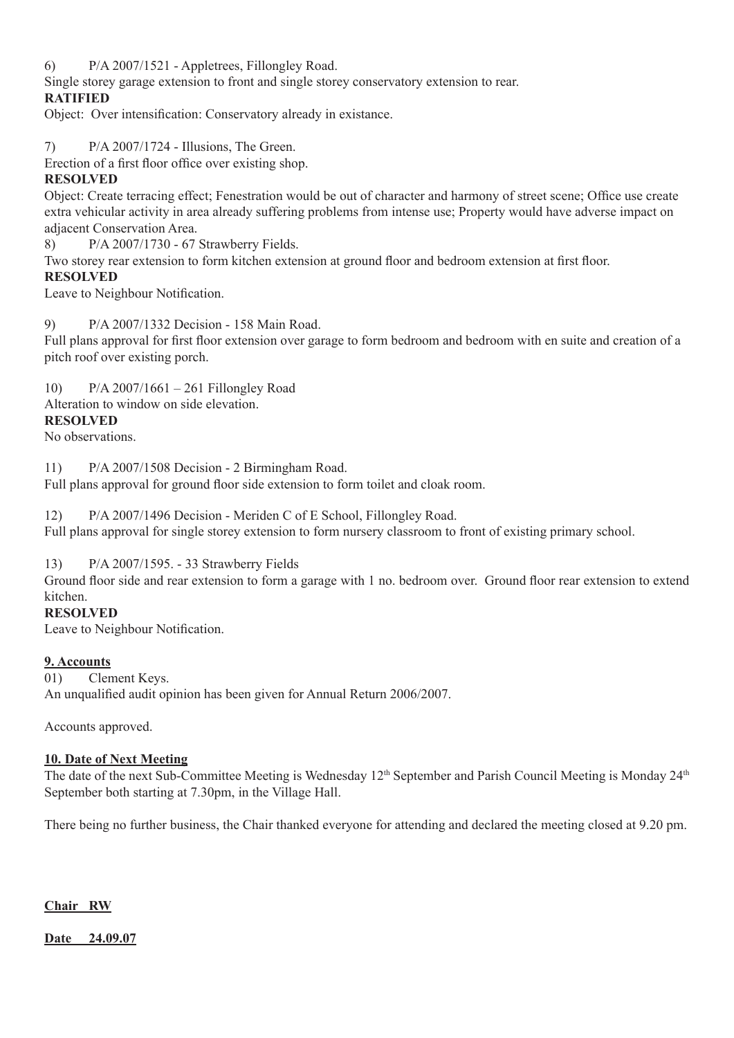6) P/A 2007/1521 - Appletrees, Fillongley Road.

Single storey garage extension to front and single storey conservatory extension to rear.

**RATIFIED**

Object: Over intensification: Conservatory already in existance.

7) P/A 2007/1724 - Illusions, The Green.

Erection of a first floor office over existing shop.

**RESOLVED**

Object: Create terracing effect; Fenestration would be out of character and harmony of street scene; Office use create extra vehicular activity in area already suffering problems from intense use; Property would have adverse impact on adjacent Conservation Area.

8) P/A 2007/1730 - 67 Strawberry Fields.

Two storey rear extension to form kitchen extension at ground floor and bedroom extension at first floor.

**RESOLVED**

Leave to Neighbour Notification.

9) P/A 2007/1332 Decision - 158 Main Road.

Full plans approval for first floor extension over garage to form bedroom and bedroom with en suite and creation of a pitch roof over existing porch.

10) P/A 2007/1661 – 261 Fillongley Road

Alteration to window on side elevation.

**RESOLVED**

No observations.

11) P/A 2007/1508 Decision - 2 Birmingham Road.

Full plans approval for ground floor side extension to form toilet and cloak room.

12) P/A 2007/1496 Decision - Meriden C of E School, Fillongley Road.

Full plans approval for single storey extension to form nursery classroom to front of existing primary school.

13) P/A 2007/1595. - 33 Strawberry Fields

Ground floor side and rear extension to form a garage with 1 no. bedroom over. Ground floor rear extension to extend kitchen.

**RESOLVED**

Leave to Neighbour Notification.

**9. Accounts**

01) Clement Keys.

An unqualified audit opinion has been given for Annual Return 2006/2007.

Accounts approved.

**10. Date of Next Meeting**

The date of the next Sub-Committee Meeting is Wednesday 12th September and Parish Council Meeting is Monday 24th September both starting at 7.30pm, in the Village Hall.

There being no further business, the Chair thanked everyone for attending and declared the meeting closed at 9.20 pm.

**Chair RW**

**Date 24.09.07**